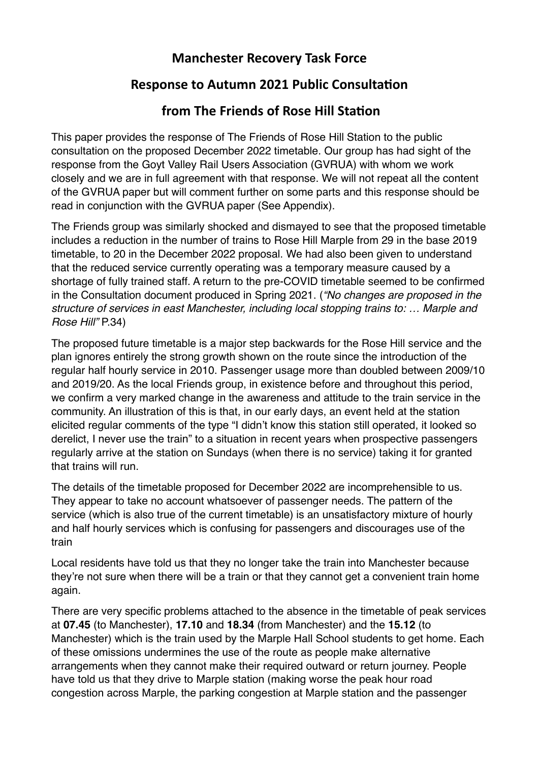# Manchester Recovery Task Force

## Response to Autumn 2021 Public Consultation

## from The Friends of Rose Hill Station

This paper provides the response of The Friends of Rose Hill Station to the public consultation on the proposed December 2022 timetable. Our group has had sight of the response from the Goyt Valley Rail Users Association (GVRUA) with whom we work closely and we are in full agreement with that response. We will not repeat all the content of the GVRUA paper but will comment further on some parts and this response should be read in conjunction with the GVRUA paper (See Appendix).

The Friends group was similarly shocked and dismayed to see that the proposed timetable includes a reduction in the number of trains to Rose Hill Marple from 29 in the base 2019 timetable, to 20 in the December 2022 proposal. We had also been given to understand that the reduced service currently operating was a temporary measure caused by a shortage of fully trained staff. A return to the pre-COVID timetable seemed to be confirmed in the Consultation document produced in Spring 2021. (*"No changes are proposed in the structure of services in east Manchester, including local stopping trains to: … Marple and Rose Hill"* P.34)

The proposed future timetable is a major step backwards for the Rose Hill service and the plan ignores entirely the strong growth shown on the route since the introduction of the regular half hourly service in 2010. Passenger usage more than doubled between 2009/10 and 2019/20. As the local Friends group, in existence before and throughout this period, we confirm a very marked change in the awareness and attitude to the train service in the community. An illustration of this is that, in our early days, an event held at the station elicited regular comments of the type "I didn't know this station still operated, it looked so derelict, I never use the train" to a situation in recent years when prospective passengers regularly arrive at the station on Sundays (when there is no service) taking it for granted that trains will run.

The details of the timetable proposed for December 2022 are incomprehensible to us. They appear to take no account whatsoever of passenger needs. The pattern of the service (which is also true of the current timetable) is an unsatisfactory mixture of hourly and half hourly services which is confusing for passengers and discourages use of the train

Local residents have told us that they no longer take the train into Manchester because they're not sure when there will be a train or that they cannot get a convenient train home again.

There are very specific problems attached to the absence in the timetable of peak services at **07.45** (to Manchester), **17.10** and **18.34** (from Manchester) and the **15.12** (to Manchester) which is the train used by the Marple Hall School students to get home. Each of these omissions undermines the use of the route as people make alternative arrangements when they cannot make their required outward or return journey. People have told us that they drive to Marple station (making worse the peak hour road congestion across Marple, the parking congestion at Marple station and the passenger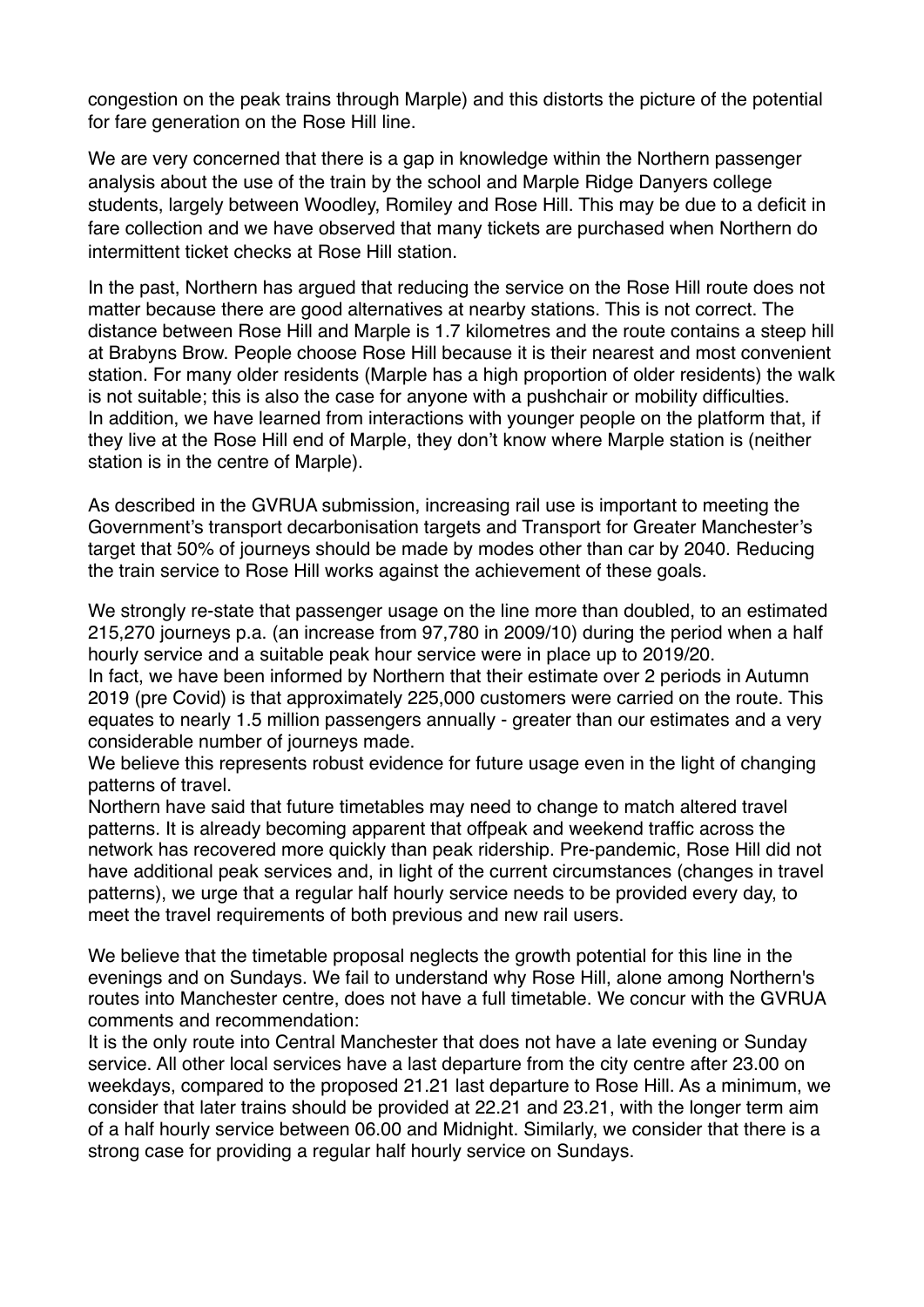congestion on the peak trains through Marple) and this distorts the picture of the potential for fare generation on the Rose Hill line.

We are very concerned that there is a gap in knowledge within the Northern passenger analysis about the use of the train by the school and Marple Ridge Danyers college students, largely between Woodley, Romiley and Rose Hill. This may be due to a deficit in fare collection and we have observed that many tickets are purchased when Northern do intermittent ticket checks at Rose Hill station.

In the past, Northern has argued that reducing the service on the Rose Hill route does not matter because there are good alternatives at nearby stations. This is not correct. The distance between Rose Hill and Marple is 1.7 kilometres and the route contains a steep hill at Brabyns Brow. People choose Rose Hill because it is their nearest and most convenient station. For many older residents (Marple has a high proportion of older residents) the walk is not suitable; this is also the case for anyone with a pushchair or mobility difficulties. In addition, we have learned from interactions with younger people on the platform that, if they live at the Rose Hill end of Marple, they don't know where Marple station is (neither station is in the centre of Marple).

As described in the GVRUA submission, increasing rail use is important to meeting the Government's transport decarbonisation targets and Transport for Greater Manchester's target that 50% of journeys should be made by modes other than car by 2040. Reducing the train service to Rose Hill works against the achievement of these goals.

We strongly re-state that passenger usage on the line more than doubled, to an estimated 215,270 journeys p.a. (an increase from 97,780 in 2009/10) during the period when a half hourly service and a suitable peak hour service were in place up to 2019/20.
In fact, we have been informed by Northern that their estimate over 2 periods in Autumn 2019 (pre Covid) is that approximately 225,000 customers were carried on the route. This equates to nearly 1.5 million passengers annually - greater than our estimates and a very considerable number of journeys made.
We believe this represents robust evidence for future usage even in the light of changing patterns of travel.
Northern have said that future timetables may need to change to match altered travel patterns. It is already becoming apparent that offpeak and weekend traffic across the network has recovered more quickly than peak ridership. Pre-pandemic, Rose Hill did not have additional peak services and, in light of the current circumstances (changes in travel patterns), we urge that a regular half hourly service needs to be provided every day, to meet the travel requirements of both previous and new rail users.

We believe that the timetable proposal neglects the growth potential for this line in the evenings and on Sundays. We fail to understand why Rose Hill, alone among Northern's routes into Manchester centre, does not have a full timetable. We concur with the GVRUA comments and recommendation:
It is the only route into Central Manchester that does not have a late evening or Sunday service. All other local services have a last departure from the city centre after 23.00 on weekdays, compared to the proposed 21.21 last departure to Rose Hill. As a minimum, we consider that later trains should be provided at 22.21 and 23.21, with the longer term aim of a half hourly service between 06.00 and Midnight. Similarly, we consider that there is a strong case for providing a regular half hourly service on Sundays.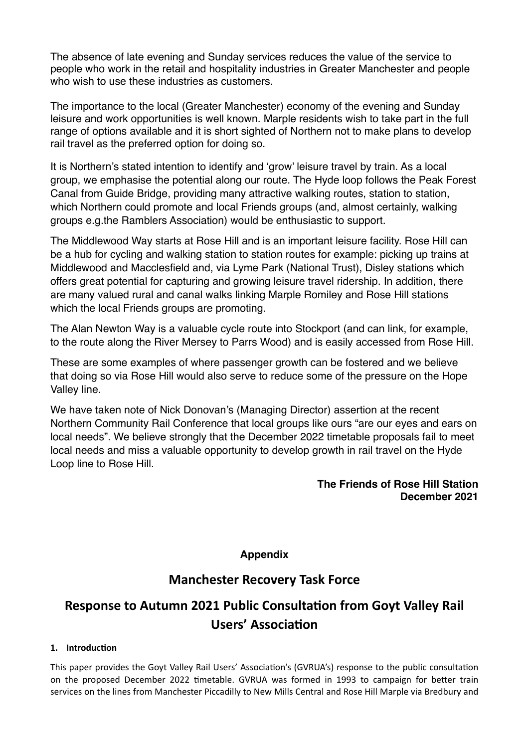The absence of late evening and Sunday services reduces the value of the service to people who work in the retail and hospitality industries in Greater Manchester and people who wish to use these industries as customers.

The importance to the local (Greater Manchester) economy of the evening and Sunday leisure and work opportunities is well known. Marple residents wish to take part in the full range of options available and it is short sighted of Northern not to make plans to develop rail travel as the preferred option for doing so.

It is Northern's stated intention to identify and 'grow' leisure travel by train. As a local group, we emphasise the potential along our route. The Hyde loop follows the Peak Forest Canal from Guide Bridge, providing many attractive walking routes, station to station, which Northern could promote and local Friends groups (and, almost certainly, walking groups e.g.the Ramblers Association) would be enthusiastic to support.

The Middlewood Way starts at Rose Hill and is an important leisure facility. Rose Hill can be a hub for cycling and walking station to station routes for example: picking up trains at Middlewood and Macclesfield and, via Lyme Park (National Trust), Disley stations which offers great potential for capturing and growing leisure travel ridership. In addition, there are many valued rural and canal walks linking Marple Romiley and Rose Hill stations which the local Friends groups are promoting.

The Alan Newton Way is a valuable cycle route into Stockport (and can link, for example, to the route along the River Mersey to Parrs Wood) and is easily accessed from Rose Hill.

These are some examples of where passenger growth can be fostered and we believe that doing so via Rose Hill would also serve to reduce some of the pressure on the Hope Valley line.

We have taken note of Nick Donovan's (Managing Director) assertion at the recent Northern Community Rail Conference that local groups like ours "are our eyes and ears on local needs". We believe strongly that the December 2022 timetable proposals fail to meet local needs and miss a valuable opportunity to develop growth in rail travel on the Hyde Loop line to Rose Hill.

**The Friends of Rose Hill Station**
**December 2021**

**Appendix**

## Manchester Recovery Task Force

## Response to Autumn 2021 Public Consultation from Goyt Valley Rail Users' Association

### 1. Introduction

This paper provides the Goyt Valley Rail Users' Association's (GVRUA's) response to the public consultation on the proposed December 2022 timetable. GVRUA was formed in 1993 to campaign for better train services on the lines from Manchester Piccadilly to New Mills Central and Rose Hill Marple via Bredbury and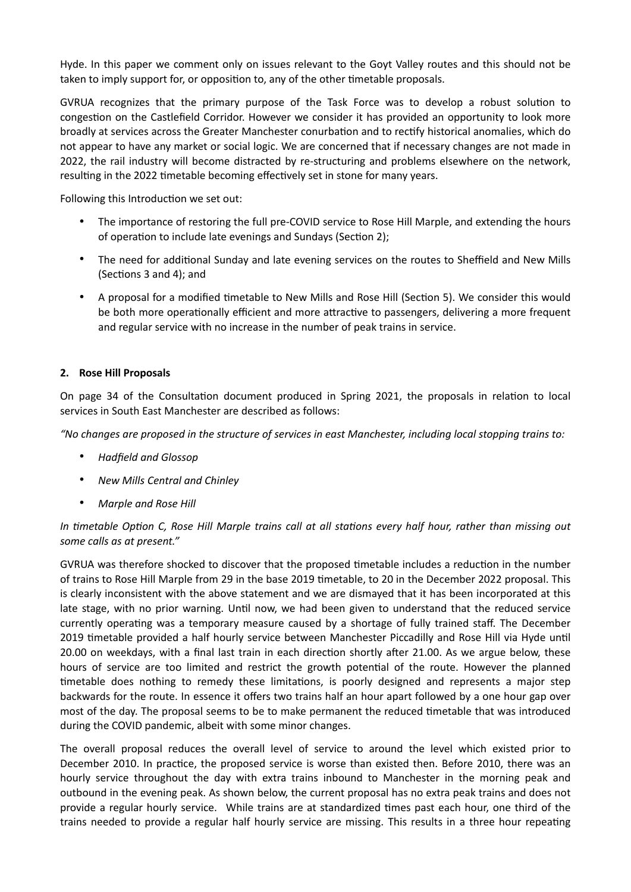Hyde. In this paper we comment only on issues relevant to the Goyt Valley routes and this should not be taken to imply support for, or opposition to, any of the other timetable proposals.

GVRUA recognizes that the primary purpose of the Task Force was to develop a robust solution to congestion on the Castlefield Corridor. However we consider it has provided an opportunity to look more broadly at services across the Greater Manchester conurbation and to rectify historical anomalies, which do not appear to have any market or social logic. We are concerned that if necessary changes are not made in 2022, the rail industry will become distracted by re-structuring and problems elsewhere on the network, resulting in the 2022 timetable becoming effectively set in stone for many years.

Following this Introduction we set out:

- The importance of restoring the full pre-COVID service to Rose Hill Marple, and extending the hours of operation to include late evenings and Sundays (Section 2);
- The need for additional Sunday and late evening services on the routes to Sheffield and New Mills (Sections 3 and 4); and
- A proposal for a modified timetable to New Mills and Rose Hill (Section 5). We consider this would be both more operationally efficient and more attractive to passengers, delivering a more frequent and regular service with no increase in the number of peak trains in service.

## 2. Rose Hill Proposals

On page 34 of the Consultation document produced in Spring 2021, the proposals in relation to local services in South East Manchester are described as follows:

*"No changes are proposed in the structure of services in east Manchester, including local stopping trains to:*

- *Hadfield and Glossop*
- *New Mills Central and Chinley*
- *Marple and Rose Hill*

*In timetable Option C, Rose Hill Marple trains call at all stations every half hour, rather than missing out some calls as at present."*

GVRUA was therefore shocked to discover that the proposed timetable includes a reduction in the number of trains to Rose Hill Marple from 29 in the base 2019 timetable, to 20 in the December 2022 proposal. This is clearly inconsistent with the above statement and we are dismayed that it has been incorporated at this late stage, with no prior warning. Until now, we had been given to understand that the reduced service currently operating was a temporary measure caused by a shortage of fully trained staff. The December 2019 timetable provided a half hourly service between Manchester Piccadilly and Rose Hill via Hyde until 20.00 on weekdays, with a final last train in each direction shortly after 21.00. As we argue below, these hours of service are too limited and restrict the growth potential of the route. However the planned timetable does nothing to remedy these limitations, is poorly designed and represents a major step backwards for the route. In essence it offers two trains half an hour apart followed by a one hour gap over most of the day. The proposal seems to be to make permanent the reduced timetable that was introduced during the COVID pandemic, albeit with some minor changes.

The overall proposal reduces the overall level of service to around the level which existed prior to December 2010. In practice, the proposed service is worse than existed then. Before 2010, there was an hourly service throughout the day with extra trains inbound to Manchester in the morning peak and outbound in the evening peak. As shown below, the current proposal has no extra peak trains and does not provide a regular hourly service. While trains are at standardized times past each hour, one third of the trains needed to provide a regular half hourly service are missing. This results in a three hour repeating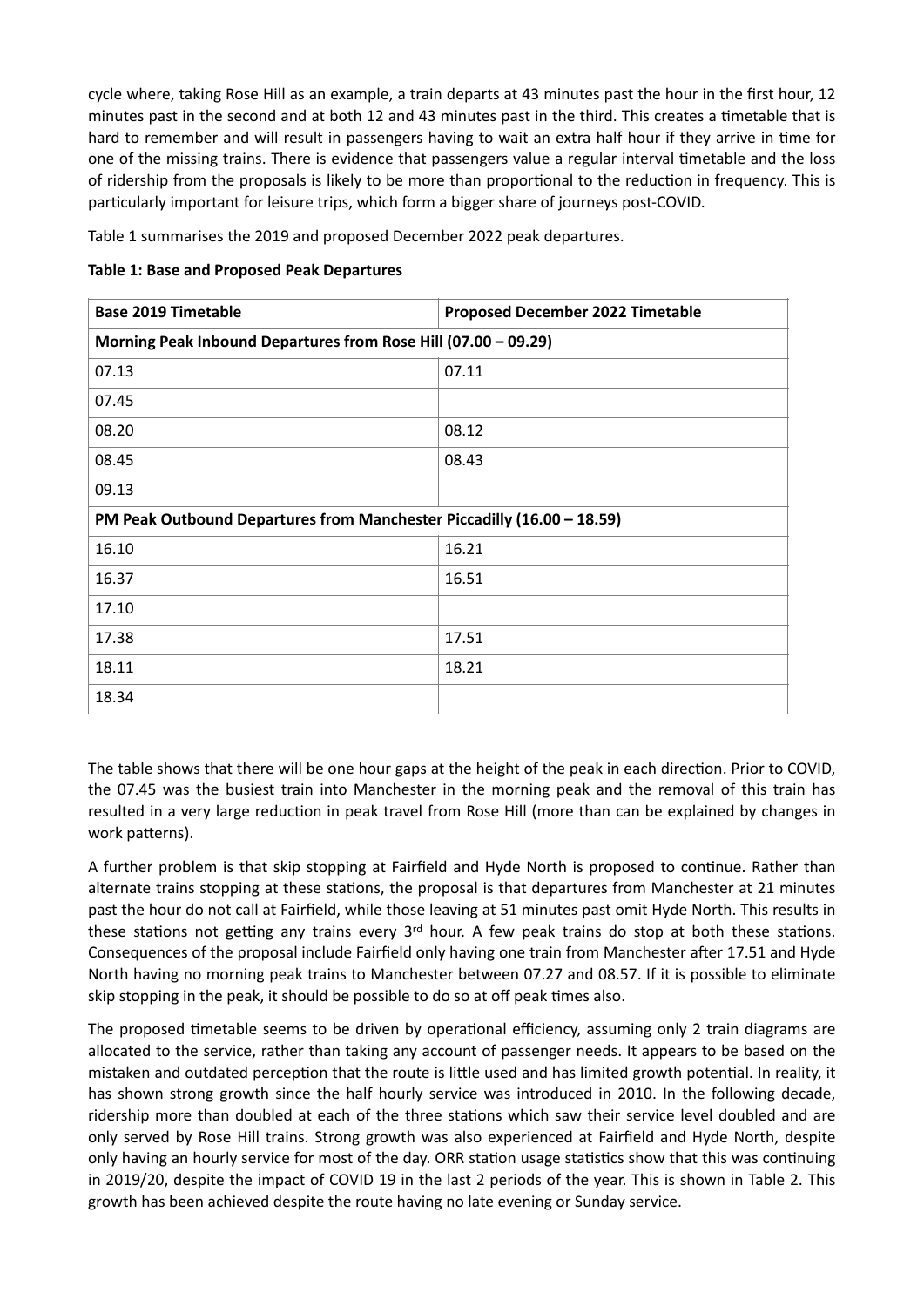cycle where, taking Rose Hill as an example, a train departs at 43 minutes past the hour in the first hour, 12 minutes past in the second and at both 12 and 43 minutes past in the third. This creates a timetable that is hard to remember and will result in passengers having to wait an extra half hour if they arrive in time for one of the missing trains. There is evidence that passengers value a regular interval timetable and the loss of ridership from the proposals is likely to be more than proportional to the reduction in frequency. This is particularly important for leisure trips, which form a bigger share of journeys post-COVID.

Table 1 summarises the 2019 and proposed December 2022 peak departures.

**Table 1: Base and Proposed Peak Departures**

| **Base 2019 Timetable** | **Proposed December 2022 Timetable** |
|---|---|
| **Morning Peak Inbound Departures from Rose Hill (07.00 – 09.29)** | |
| 07.13 | 07.11 |
| 07.45 | |
| 08.20 | 08.12 |
| 08.45 | 08.43 |
| 09.13 | |
| **PM Peak Outbound Departures from Manchester Piccadilly (16.00 – 18.59)** | |
| 16.10 | 16.21 |
| 16.37 | 16.51 |
| 17.10 | |
| 17.38 | 17.51 |
| 18.11 | 18.21 |
| 18.34 | |

The table shows that there will be one hour gaps at the height of the peak in each direction. Prior to COVID, the 07.45 was the busiest train into Manchester in the morning peak and the removal of this train has resulted in a very large reduction in peak travel from Rose Hill (more than can be explained by changes in work patterns).

A further problem is that skip stopping at Fairfield and Hyde North is proposed to continue. Rather than alternate trains stopping at these stations, the proposal is that departures from Manchester at 21 minutes past the hour do not call at Fairfield, while those leaving at 51 minutes past omit Hyde North. This results in these stations not getting any trains every 3rd hour. A few peak trains do stop at both these stations. Consequences of the proposal include Fairfield only having one train from Manchester after 17.51 and Hyde North having no morning peak trains to Manchester between 07.27 and 08.57. If it is possible to eliminate skip stopping in the peak, it should be possible to do so at off peak times also.

The proposed timetable seems to be driven by operational efficiency, assuming only 2 train diagrams are allocated to the service, rather than taking any account of passenger needs. It appears to be based on the mistaken and outdated perception that the route is little used and has limited growth potential. In reality, it has shown strong growth since the half hourly service was introduced in 2010. In the following decade, ridership more than doubled at each of the three stations which saw their service level doubled and are only served by Rose Hill trains. Strong growth was also experienced at Fairfield and Hyde North, despite only having an hourly service for most of the day. ORR station usage statistics show that this was continuing in 2019/20, despite the impact of COVID 19 in the last 2 periods of the year. This is shown in Table 2. This growth has been achieved despite the route having no late evening or Sunday service.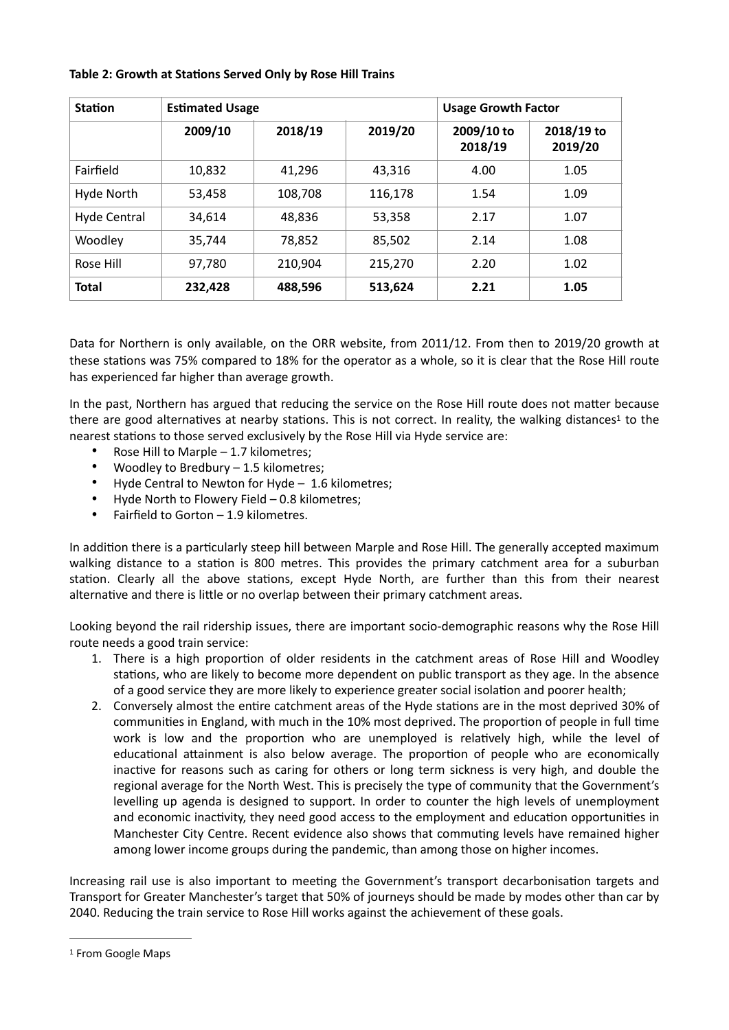**Table 2: Growth at Stations Served Only by Rose Hill Trains**

| Station | Estimated Usage | | | Usage Growth Factor | |
|---|---|---|---|---|---|
| | 2009/10 | 2018/19 | 2019/20 | 2009/10 to 2018/19 | 2018/19 to 2019/20 |
| Fairfield | 10,832 | 41,296 | 43,316 | 4.00 | 1.05 |
| Hyde North | 53,458 | 108,708 | 116,178 | 1.54 | 1.09 |
| Hyde Central | 34,614 | 48,836 | 53,358 | 2.17 | 1.07 |
| Woodley | 35,744 | 78,852 | 85,502 | 2.14 | 1.08 |
| Rose Hill | 97,780 | 210,904 | 215,270 | 2.20 | 1.02 |
| **Total** | **232,428** | **488,596** | **513,624** | **2.21** | **1.05** |

Data for Northern is only available, on the ORR website, from 2011/12. From then to 2019/20 growth at these stations was 75% compared to 18% for the operator as a whole, so it is clear that the Rose Hill route has experienced far higher than average growth.

In the past, Northern has argued that reducing the service on the Rose Hill route does not matter because there are good alternatives at nearby stations. This is not correct. In reality, the walking distances[1] to the nearest stations to those served exclusively by the Rose Hill via Hyde service are:

- Rose Hill to Marple – 1.7 kilometres;
- Woodley to Bredbury – 1.5 kilometres;
- Hyde Central to Newton for Hyde – 1.6 kilometres;
- Hyde North to Flowery Field – 0.8 kilometres;
- Fairfield to Gorton – 1.9 kilometres.

In addition there is a particularly steep hill between Marple and Rose Hill. The generally accepted maximum walking distance to a station is 800 metres. This provides the primary catchment area for a suburban station. Clearly all the above stations, except Hyde North, are further than this from their nearest alternative and there is little or no overlap between their primary catchment areas.

Looking beyond the rail ridership issues, there are important socio-demographic reasons why the Rose Hill route needs a good train service:

1. There is a high proportion of older residents in the catchment areas of Rose Hill and Woodley stations, who are likely to become more dependent on public transport as they age. In the absence of a good service they are more likely to experience greater social isolation and poorer health;
2. Conversely almost the entire catchment areas of the Hyde stations are in the most deprived 30% of communities in England, with much in the 10% most deprived. The proportion of people in full time work is low and the proportion who are unemployed is relatively high, while the level of educational attainment is also below average. The proportion of people who are economically inactive for reasons such as caring for others or long term sickness is very high, and double the regional average for the North West. This is precisely the type of community that the Government's levelling up agenda is designed to support. In order to counter the high levels of unemployment and economic inactivity, they need good access to the employment and education opportunities in Manchester City Centre. Recent evidence also shows that commuting levels have remained higher among lower income groups during the pandemic, than among those on higher incomes.

Increasing rail use is also important to meeting the Government's transport decarbonisation targets and Transport for Greater Manchester's target that 50% of journeys should be made by modes other than car by 2040. Reducing the train service to Rose Hill works against the achievement of these goals.

---

[1] From Google Maps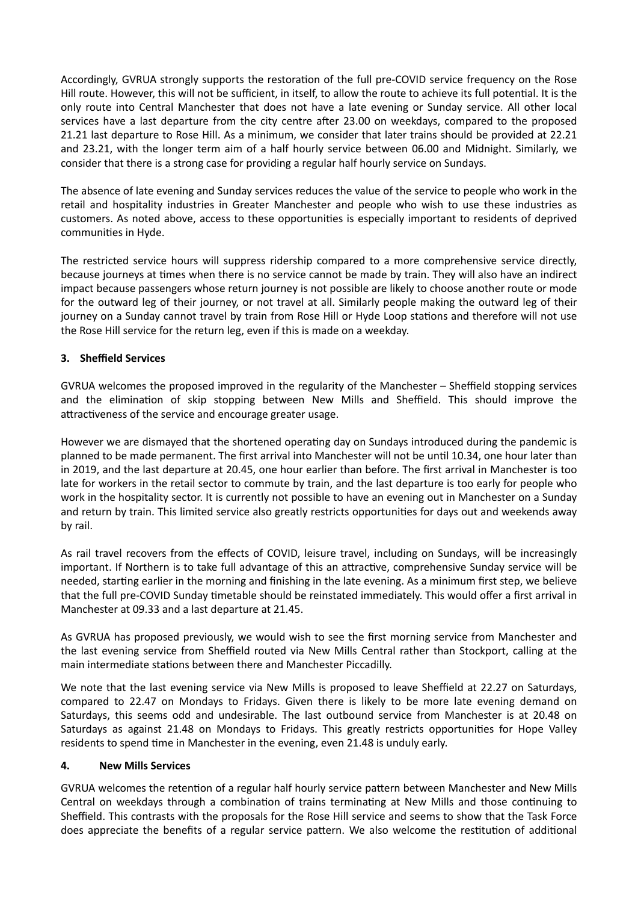Accordingly, GVRUA strongly supports the restoration of the full pre-COVID service frequency on the Rose Hill route. However, this will not be sufficient, in itself, to allow the route to achieve its full potential. It is the only route into Central Manchester that does not have a late evening or Sunday service. All other local services have a last departure from the city centre after 23.00 on weekdays, compared to the proposed 21.21 last departure to Rose Hill. As a minimum, we consider that later trains should be provided at 22.21 and 23.21, with the longer term aim of a half hourly service between 06.00 and Midnight. Similarly, we consider that there is a strong case for providing a regular half hourly service on Sundays.

The absence of late evening and Sunday services reduces the value of the service to people who work in the retail and hospitality industries in Greater Manchester and people who wish to use these industries as customers. As noted above, access to these opportunities is especially important to residents of deprived communities in Hyde.

The restricted service hours will suppress ridership compared to a more comprehensive service directly, because journeys at times when there is no service cannot be made by train. They will also have an indirect impact because passengers whose return journey is not possible are likely to choose another route or mode for the outward leg of their journey, or not travel at all. Similarly people making the outward leg of their journey on a Sunday cannot travel by train from Rose Hill or Hyde Loop stations and therefore will not use the Rose Hill service for the return leg, even if this is made on a weekday.

## 3. Sheffield Services

GVRUA welcomes the proposed improved in the regularity of the Manchester – Sheffield stopping services and the elimination of skip stopping between New Mills and Sheffield. This should improve the attractiveness of the service and encourage greater usage.

However we are dismayed that the shortened operating day on Sundays introduced during the pandemic is planned to be made permanent. The first arrival into Manchester will not be until 10.34, one hour later than in 2019, and the last departure at 20.45, one hour earlier than before. The first arrival in Manchester is too late for workers in the retail sector to commute by train, and the last departure is too early for people who work in the hospitality sector. It is currently not possible to have an evening out in Manchester on a Sunday and return by train. This limited service also greatly restricts opportunities for days out and weekends away by rail.

As rail travel recovers from the effects of COVID, leisure travel, including on Sundays, will be increasingly important. If Northern is to take full advantage of this an attractive, comprehensive Sunday service will be needed, starting earlier in the morning and finishing in the late evening. As a minimum first step, we believe that the full pre-COVID Sunday timetable should be reinstated immediately. This would offer a first arrival in Manchester at 09.33 and a last departure at 21.45.

As GVRUA has proposed previously, we would wish to see the first morning service from Manchester and the last evening service from Sheffield routed via New Mills Central rather than Stockport, calling at the main intermediate stations between there and Manchester Piccadilly.

We note that the last evening service via New Mills is proposed to leave Sheffield at 22.27 on Saturdays, compared to 22.47 on Mondays to Fridays. Given there is likely to be more late evening demand on Saturdays, this seems odd and undesirable. The last outbound service from Manchester is at 20.48 on Saturdays as against 21.48 on Mondays to Fridays. This greatly restricts opportunities for Hope Valley residents to spend time in Manchester in the evening, even 21.48 is unduly early.

## 4. New Mills Services

GVRUA welcomes the retention of a regular half hourly service pattern between Manchester and New Mills Central on weekdays through a combination of trains terminating at New Mills and those continuing to Sheffield. This contrasts with the proposals for the Rose Hill service and seems to show that the Task Force does appreciate the benefits of a regular service pattern. We also welcome the restitution of additional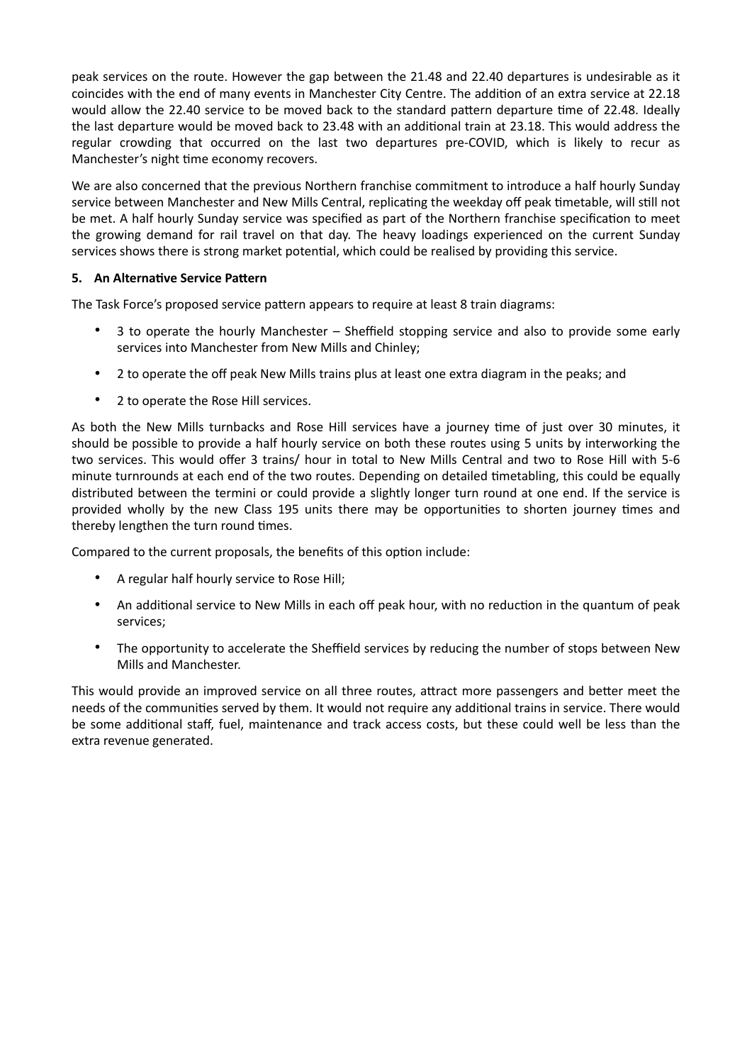peak services on the route. However the gap between the 21.48 and 22.40 departures is undesirable as it coincides with the end of many events in Manchester City Centre. The addition of an extra service at 22.18 would allow the 22.40 service to be moved back to the standard pattern departure time of 22.48. Ideally the last departure would be moved back to 23.48 with an additional train at 23.18. This would address the regular crowding that occurred on the last two departures pre-COVID, which is likely to recur as Manchester's night time economy recovers.

We are also concerned that the previous Northern franchise commitment to introduce a half hourly Sunday service between Manchester and New Mills Central, replicating the weekday off peak timetable, will still not be met. A half hourly Sunday service was specified as part of the Northern franchise specification to meet the growing demand for rail travel on that day. The heavy loadings experienced on the current Sunday services shows there is strong market potential, which could be realised by providing this service.

**5. An Alternative Service Pattern**

The Task Force's proposed service pattern appears to require at least 8 train diagrams:

- 3 to operate the hourly Manchester – Sheffield stopping service and also to provide some early services into Manchester from New Mills and Chinley;
- 2 to operate the off peak New Mills trains plus at least one extra diagram in the peaks; and
- 2 to operate the Rose Hill services.

As both the New Mills turnbacks and Rose Hill services have a journey time of just over 30 minutes, it should be possible to provide a half hourly service on both these routes using 5 units by interworking the two services. This would offer 3 trains/ hour in total to New Mills Central and two to Rose Hill with 5-6 minute turnrounds at each end of the two routes. Depending on detailed timetabling, this could be equally distributed between the termini or could provide a slightly longer turn round at one end. If the service is provided wholly by the new Class 195 units there may be opportunities to shorten journey times and thereby lengthen the turn round times.

Compared to the current proposals, the benefits of this option include:

- A regular half hourly service to Rose Hill;
- An additional service to New Mills in each off peak hour, with no reduction in the quantum of peak services;
- The opportunity to accelerate the Sheffield services by reducing the number of stops between New Mills and Manchester.

This would provide an improved service on all three routes, attract more passengers and better meet the needs of the communities served by them. It would not require any additional trains in service. There would be some additional staff, fuel, maintenance and track access costs, but these could well be less than the extra revenue generated.